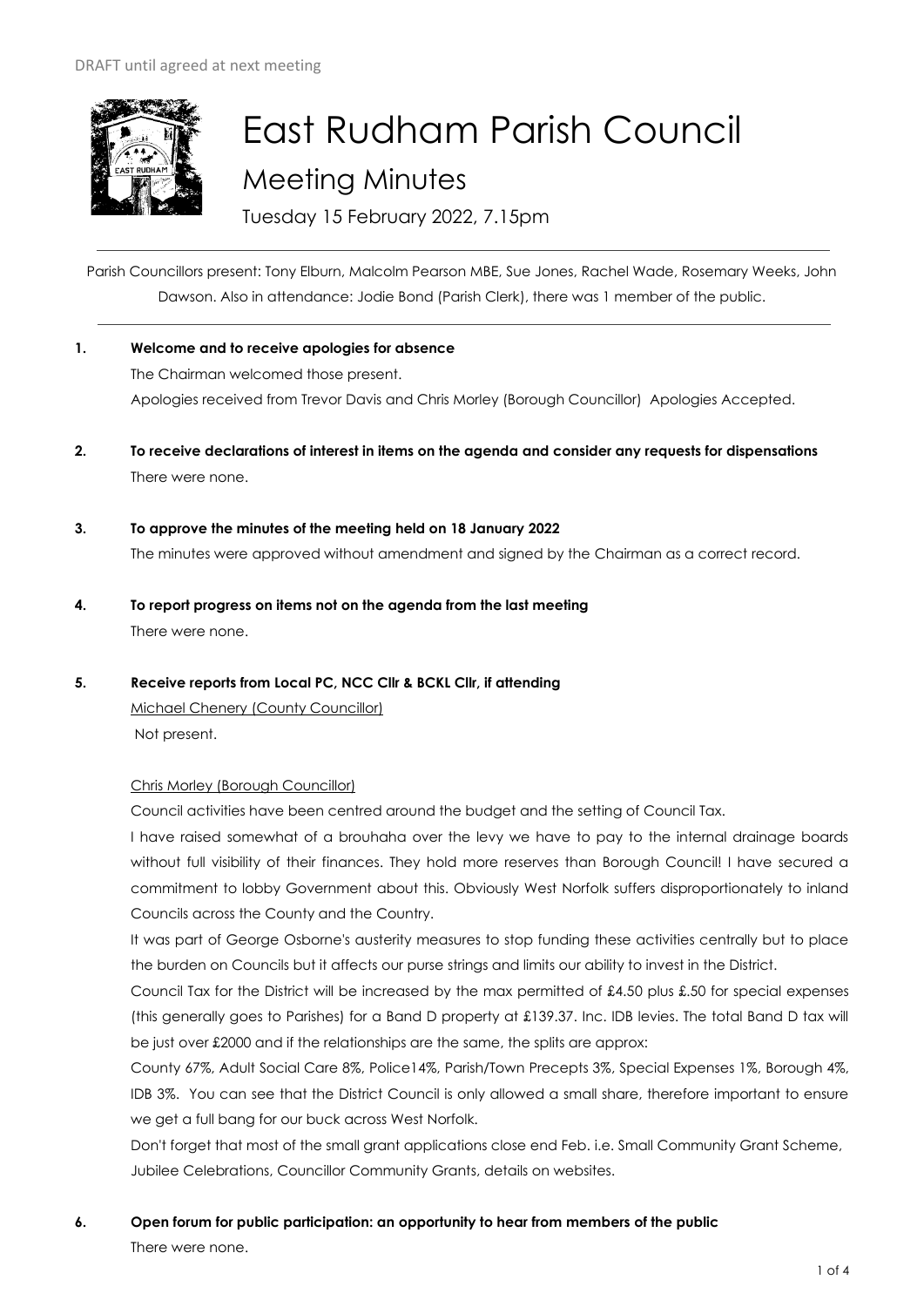DRAFT until agreed at next meeting

# East Rudham Parish Council

## Meeting Minutes

Tuesday 15 February 2022, 7.15pm

Parish Councillors present: Tony Elburn, Malcolm Pearson MBE, Sue Jones, Rachel Wade, Rosemary Weeks, John Dawson. Also in attendance: Jodie Bond (Parish Clerk), there was 1 member of the public.

**1. Welcome and to receive apologies for absence**

The Chairman welcomed those present.

Apologies received from Trevor Davis and Chris Morley (Borough Councillor) Apologies Accepted.

**2. To receive declarations of interest in items on the agenda and consider any requests for dispensations**

There were none.

**3. To approve the minutes of the meeting held on 18 January 2022**

The minutes were approved without amendment and signed by the Chairman as a correct record.

**4. To report progress on items not on the agenda from the last meeting**

There were none.

**5. Receive reports from Local PC, NCC Cllr & BCKL Cllr, if attending**

Michael Chenery (County Councillor)

Not present.

Chris Morley (Borough Councillor)

Council activities have been centred around the budget and the setting of Council Tax.

I have raised somewhat of a brouhaha over the levy we have to pay to the internal drainage boards without full visibility of their finances. They hold more reserves than Borough Council! I have secured a commitment to lobby Government about this. Obviously West Norfolk suffers disproportionately to inland Councils across the County and the Country.

It was part of George Osborne's austerity measures to stop funding these activities centrally but to place the burden on Councils but it affects our purse strings and limits our ability to invest in the District.

Council Tax for the District will be increased by the max permitted of £4.50 plus £.50 for special expenses (this generally goes to Parishes) for a Band D property at £139.37. Inc. IDB levies. The total Band D tax will be just over £2000 and if the relationships are the same, the splits are approx:

County 67%, Adult Social Care 8%, Police14%, Parish/Town Precepts 3%, Special Expenses 1%, Borough 4%, IDB 3%. You can see that the District Council is only allowed a small share, therefore important to ensure we get a full bang for our buck across West Norfolk.

Don't forget that most of the small grant applications close end Feb. i.e. Small Community Grant Scheme, Jubilee Celebrations, Councillor Community Grants, details on websites.

**6. Open forum for public participation: an opportunity to hear from members of the public**

There were none.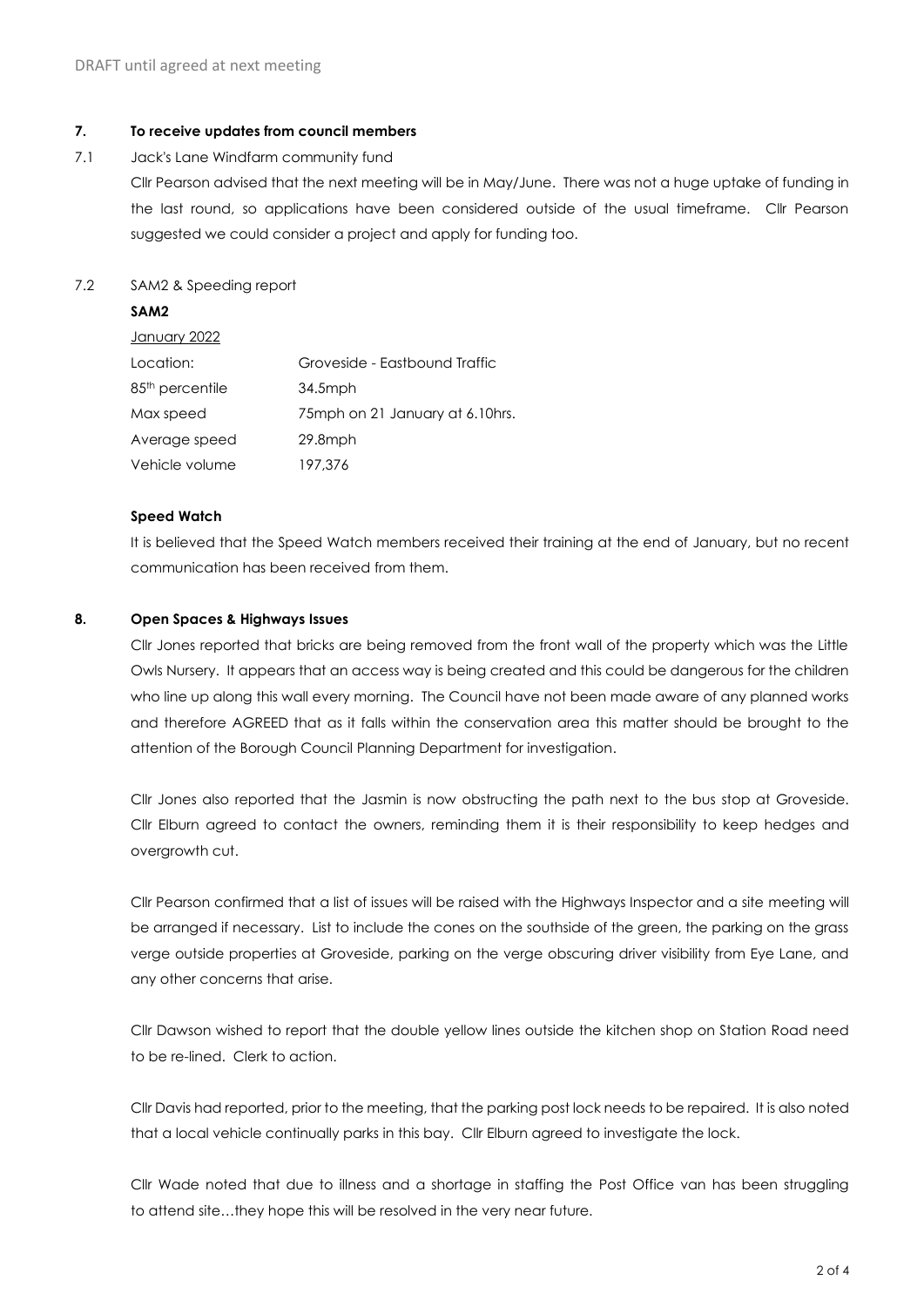DRAFT until agreed at next meeting

**7. To receive updates from council members**

7.1 Jack's Lane Windfarm community fund

Cllr Pearson advised that the next meeting will be in May/June. There was not a huge uptake of funding in the last round, so applications have been considered outside of the usual timeframe. Cllr Pearson suggested we could consider a project and apply for funding too.

7.2 SAM2 & Speeding report

**SAM2**

January 2022

| | |
|---|---|
| Location: | Groveside - Eastbound Traffic |
| 85th percentile | 34.5mph |
| Max speed | 75mph on 21 January at 6.10hrs. |
| Average speed | 29.8mph |
| Vehicle volume | 197,376 |

**Speed Watch**

It is believed that the Speed Watch members received their training at the end of January, but no recent communication has been received from them.

**8. Open Spaces & Highways Issues**

Cllr Jones reported that bricks are being removed from the front wall of the property which was the Little Owls Nursery. It appears that an access way is being created and this could be dangerous for the children who line up along this wall every morning. The Council have not been made aware of any planned works and therefore AGREED that as it falls within the conservation area this matter should be brought to the attention of the Borough Council Planning Department for investigation.

Cllr Jones also reported that the Jasmin is now obstructing the path next to the bus stop at Groveside. Cllr Elburn agreed to contact the owners, reminding them it is their responsibility to keep hedges and overgrowth cut.

Cllr Pearson confirmed that a list of issues will be raised with the Highways Inspector and a site meeting will be arranged if necessary. List to include the cones on the southside of the green, the parking on the grass verge outside properties at Groveside, parking on the verge obscuring driver visibility from Eye Lane, and any other concerns that arise.

Cllr Dawson wished to report that the double yellow lines outside the kitchen shop on Station Road need to be re-lined. Clerk to action.

Cllr Davis had reported, prior to the meeting, that the parking post lock needs to be repaired. It is also noted that a local vehicle continually parks in this bay. Cllr Elburn agreed to investigate the lock.

Cllr Wade noted that due to illness and a shortage in staffing the Post Office van has been struggling to attend site…they hope this will be resolved in the very near future.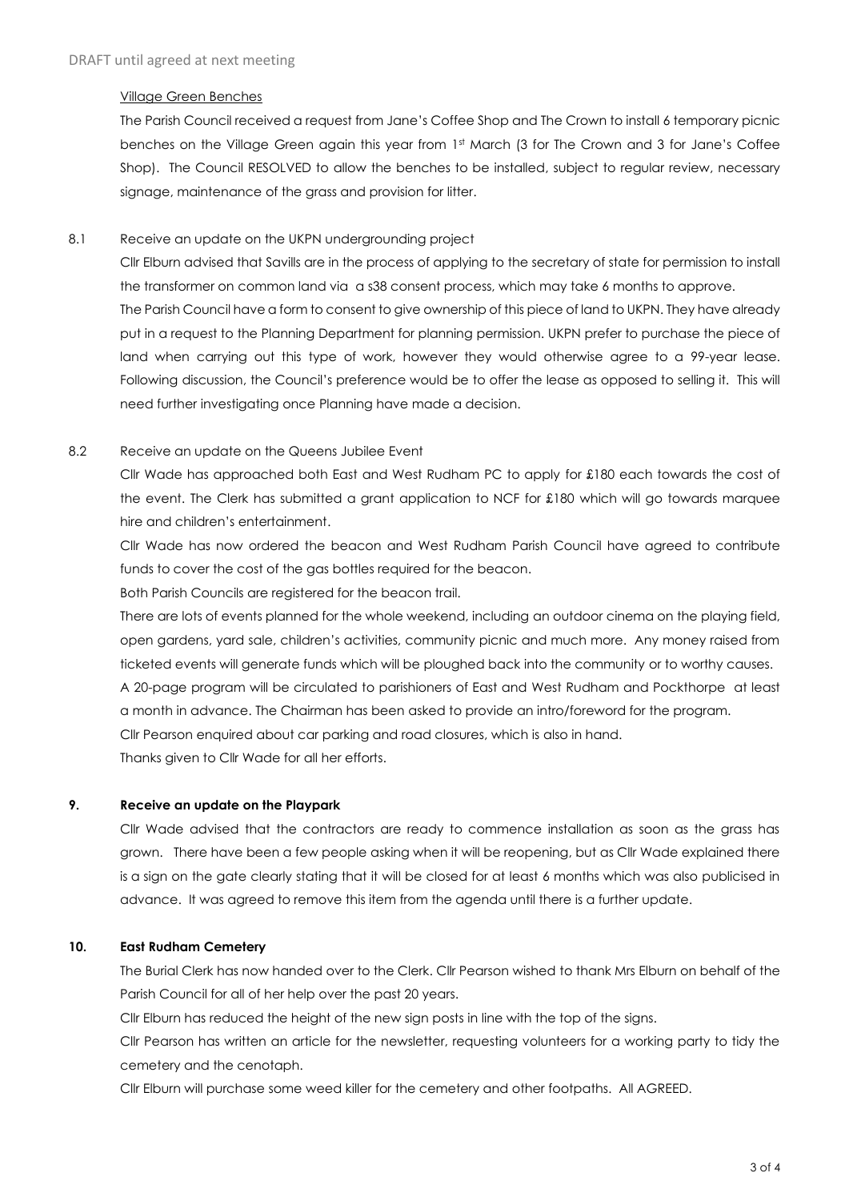DRAFT until agreed at next meeting

Village Green Benches

The Parish Council received a request from Jane's Coffee Shop and The Crown to install 6 temporary picnic benches on the Village Green again this year from 1st March (3 for The Crown and 3 for Jane's Coffee Shop). The Council RESOLVED to allow the benches to be installed, subject to regular review, necessary signage, maintenance of the grass and provision for litter.

8.1 Receive an update on the UKPN undergrounding project

Cllr Elburn advised that Savills are in the process of applying to the secretary of state for permission to install the transformer on common land via a s38 consent process, which may take 6 months to approve.

The Parish Council have a form to consent to give ownership of this piece of land to UKPN. They have already put in a request to the Planning Department for planning permission. UKPN prefer to purchase the piece of land when carrying out this type of work, however they would otherwise agree to a 99-year lease. Following discussion, the Council's preference would be to offer the lease as opposed to selling it. This will need further investigating once Planning have made a decision.

8.2 Receive an update on the Queens Jubilee Event

Cllr Wade has approached both East and West Rudham PC to apply for £180 each towards the cost of the event. The Clerk has submitted a grant application to NCF for £180 which will go towards marquee hire and children's entertainment.

Cllr Wade has now ordered the beacon and West Rudham Parish Council have agreed to contribute funds to cover the cost of the gas bottles required for the beacon.

Both Parish Councils are registered for the beacon trail.

There are lots of events planned for the whole weekend, including an outdoor cinema on the playing field, open gardens, yard sale, children's activities, community picnic and much more. Any money raised from ticketed events will generate funds which will be ploughed back into the community or to worthy causes.

A 20-page program will be circulated to parishioners of East and West Rudham and Pockthorpe at least a month in advance. The Chairman has been asked to provide an intro/foreword for the program.

Cllr Pearson enquired about car parking and road closures, which is also in hand.

Thanks given to Cllr Wade for all her efforts.

**9. Receive an update on the Playpark**

Cllr Wade advised that the contractors are ready to commence installation as soon as the grass has grown. There have been a few people asking when it will be reopening, but as Cllr Wade explained there is a sign on the gate clearly stating that it will be closed for at least 6 months which was also publicised in advance. It was agreed to remove this item from the agenda until there is a further update.

**10. East Rudham Cemetery**

The Burial Clerk has now handed over to the Clerk. Cllr Pearson wished to thank Mrs Elburn on behalf of the Parish Council for all of her help over the past 20 years.

Cllr Elburn has reduced the height of the new sign posts in line with the top of the signs.

Cllr Pearson has written an article for the newsletter, requesting volunteers for a working party to tidy the cemetery and the cenotaph.

Cllr Elburn will purchase some weed killer for the cemetery and other footpaths. All AGREED.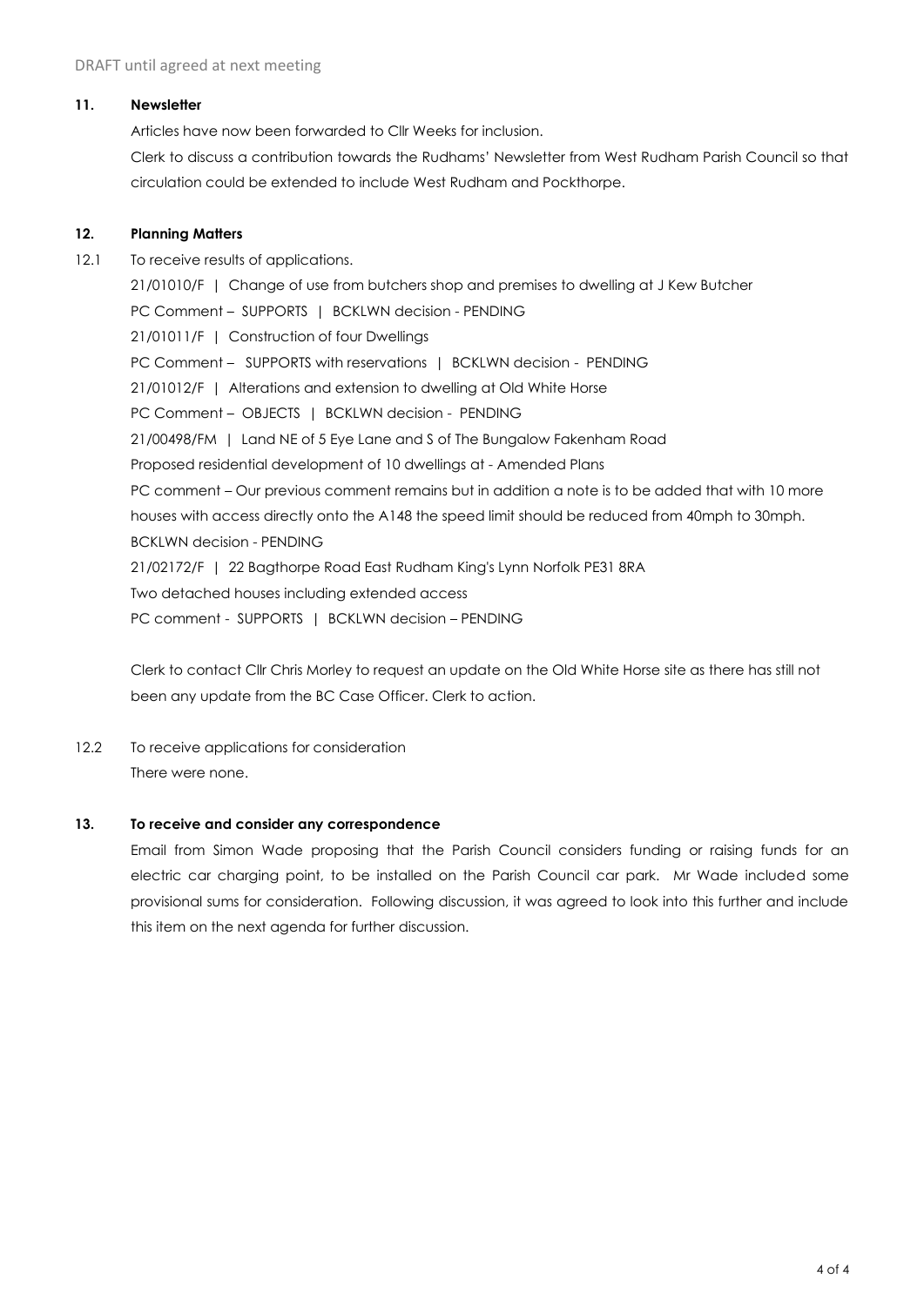DRAFT until agreed at next meeting

**11. Newsletter**

Articles have now been forwarded to Cllr Weeks for inclusion.

Clerk to discuss a contribution towards the Rudhams' Newsletter from West Rudham Parish Council so that circulation could be extended to include West Rudham and Pockthorpe.

**12. Planning Matters**

12.1 To receive results of applications.

21/01010/F | Change of use from butchers shop and premises to dwelling at J Kew Butcher

PC Comment – SUPPORTS | BCKLWN decision - PENDING

21/01011/F | Construction of four Dwellings

PC Comment – SUPPORTS with reservations | BCKLWN decision - PENDING

21/01012/F | Alterations and extension to dwelling at Old White Horse

PC Comment – OBJECTS | BCKLWN decision - PENDING

21/00498/FM | Land NE of 5 Eye Lane and S of The Bungalow Fakenham Road

Proposed residential development of 10 dwellings at - Amended Plans

PC comment – Our previous comment remains but in addition a note is to be added that with 10 more houses with access directly onto the A148 the speed limit should be reduced from 40mph to 30mph.

BCKLWN decision - PENDING

21/02172/F | 22 Bagthorpe Road East Rudham King's Lynn Norfolk PE31 8RA

Two detached houses including extended access

PC comment - SUPPORTS | BCKLWN decision – PENDING

Clerk to contact Cllr Chris Morley to request an update on the Old White Horse site as there has still not been any update from the BC Case Officer. Clerk to action.

12.2 To receive applications for consideration

There were none.

**13. To receive and consider any correspondence**

Email from Simon Wade proposing that the Parish Council considers funding or raising funds for an electric car charging point, to be installed on the Parish Council car park. Mr Wade included some provisional sums for consideration. Following discussion, it was agreed to look into this further and include this item on the next agenda for further discussion.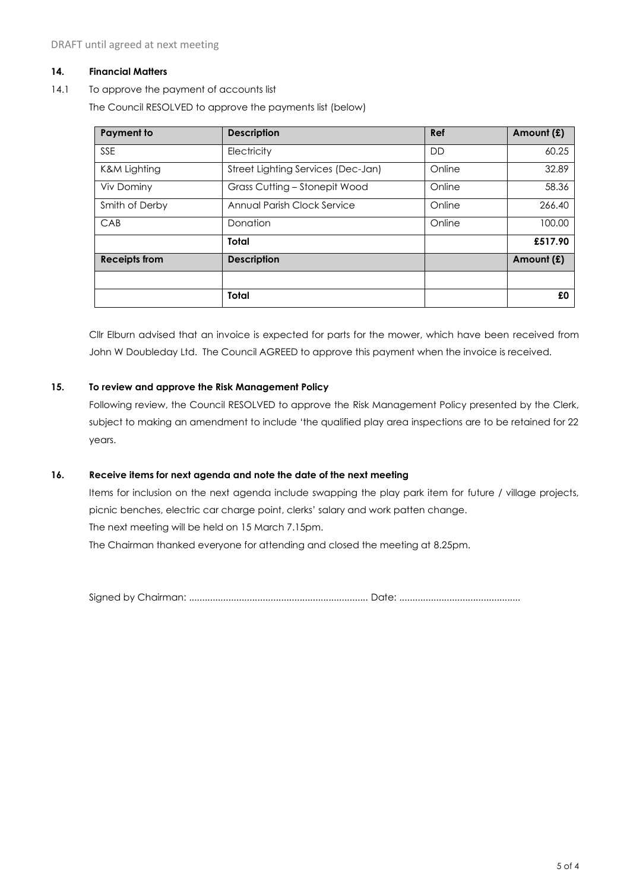### 14. Financial Matters

14.1 To approve the payment of accounts list

The Council RESOLVED to approve the payments list (below)

| Payment to | Description | Ref | Amount (£) |
|---|---|---|---|
| SSE | Electricity | DD | 60.25 |
| K&M Lighting | Street Lighting Services (Dec-Jan) | Online | 32.89 |
| Viv Dominy | Grass Cutting – Stonepit Wood | Online | 58.36 |
| Smith of Derby | Annual Parish Clock Service | Online | 266.40 |
| CAB | Donation | Online | 100.00 |
| | **Total** | | **£517.90** |
| **Receipts from** | **Description** | | **Amount (£)** |
| | | | |
| | **Total** | | **£0** |

Cllr Elburn advised that an invoice is expected for parts for the mower, which have been received from John W Doubleday Ltd. The Council AGREED to approve this payment when the invoice is received.

### 15. To review and approve the Risk Management Policy

Following review, the Council RESOLVED to approve the Risk Management Policy presented by the Clerk, subject to making an amendment to include 'the qualified play area inspections are to be retained for 22 years.

### 16. Receive items for next agenda and note the date of the next meeting

Items for inclusion on the next agenda include swapping the play park item for future / village projects, picnic benches, electric car charge point, clerks' salary and work patten change.

The next meeting will be held on 15 March 7.15pm.

The Chairman thanked everyone for attending and closed the meeting at 8.25pm.

Signed by Chairman: .................................................................... Date: ..............................................